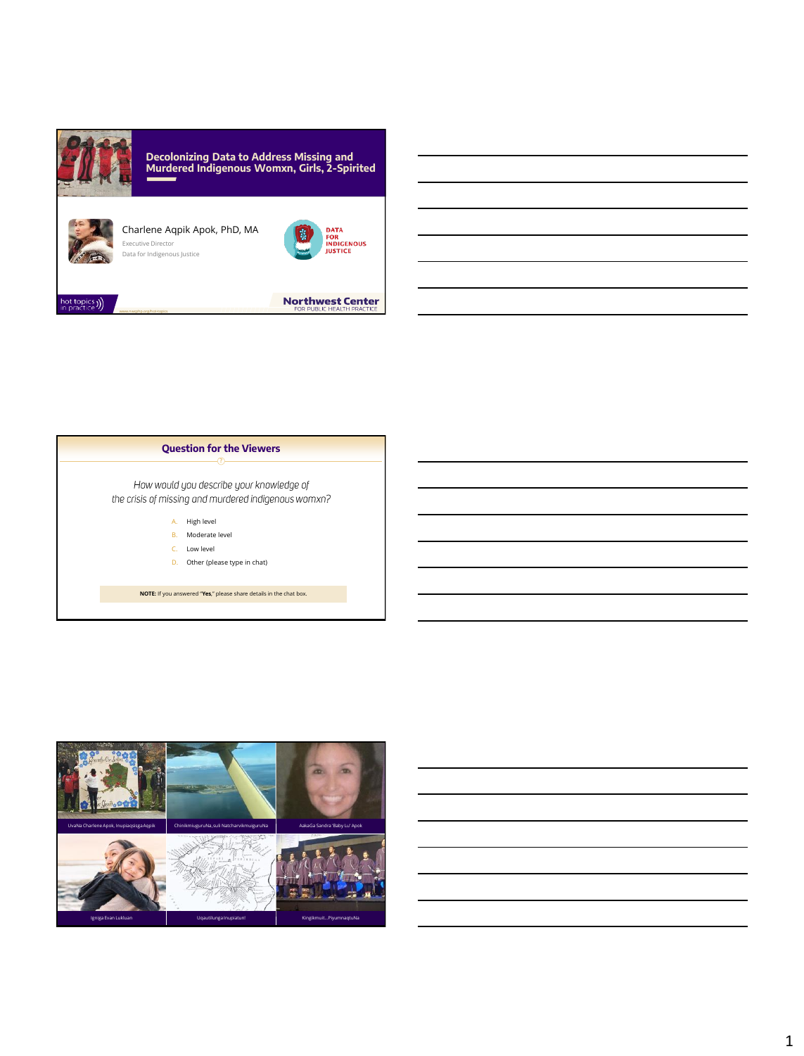## Decolonizing Data to Address Missing and Murdered Indigenous Womxn, Girls, 2-Spirited

Charlene Aqpik Apok, PhD, MA

Executive Director

Data for Indigenous Justice

DATA FOR INDIGENOUS JUSTICE

hot topics in practice

Northwest Center FOR PUBLIC HEALTH PRACTICE

---

## Question for the Viewers

*How would you describe your knowledge of the crisis of missing and murdered indigenous womxn?*

A. High level
B. Moderate level
C. Low level
D. Other (please type in chat)

**NOTE:** If you answered "**Yes**," please share details in the chat box.

---

UvaNa Charlene Apok, InupiaqsisgaAqpik

ChinikmiuguruNa, suli NatcharvikmuiguruNa

AakaGa Sandra 'Baby Lu' Apok

Igniga Evan Lukluan

Uqautilunga Inupiatun!

Kingikmuit...PiyumnaqtuNa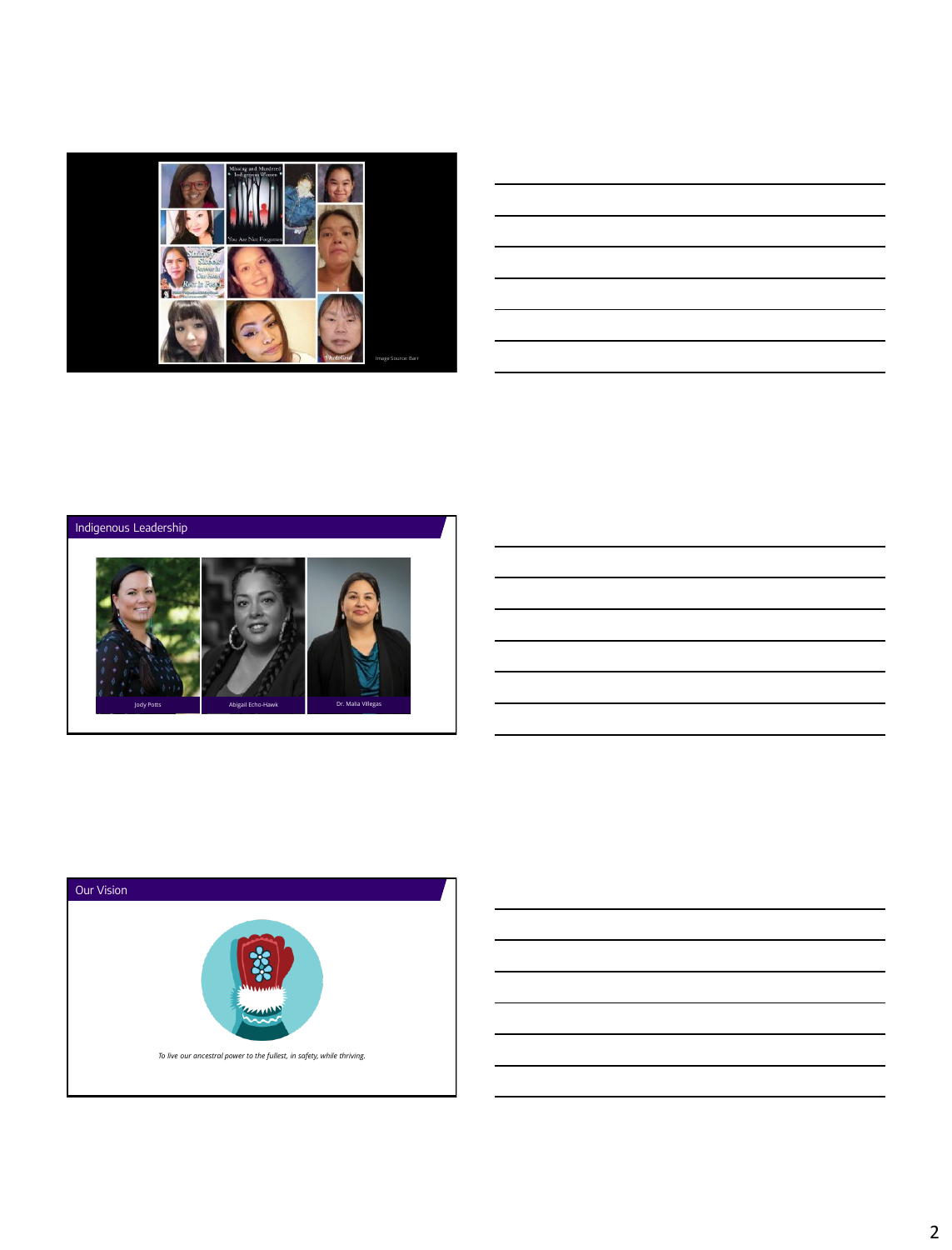Missing and Murdered Indigenous Women

You Are Not Forgotten

Image Source: Barr

## Indigenous Leadership

Jody Potts

Abigail Echo-Hawk

Dr. Malia Villegas

## Our Vision

*To live our ancestral power to the fullest, in safety, while thriving.*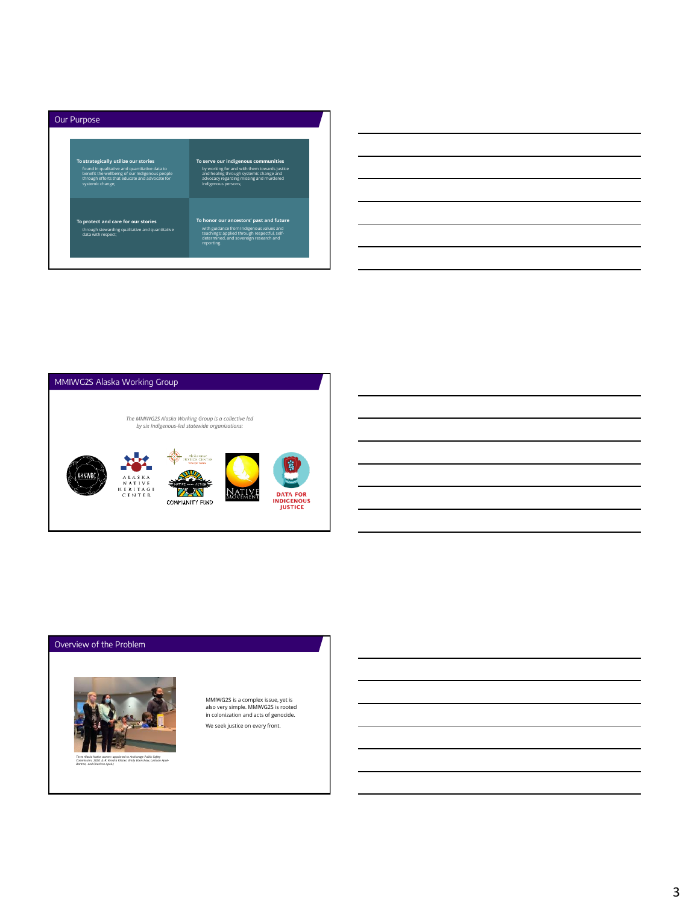## Our Purpose

**To strategically utilize our stories**
found in qualitative and quantitative data to benefit the wellbeing of our Indigenous people through efforts that educate and advocate for systemic change;

**To serve our indigenous communities**
by working for and with them towards justice and healing through systemic change and advocacy regarding missing and murdered indigenous persons;

**To protect and care for our stories**
through stewarding qualitative and quantitative data with respect;

**To honor our ancestors' past and future**
with guidance from Indigenous values and teachings; applied through respectful, self-determined, and sovereign research and reporting.

## MMIWG2S Alaska Working Group

*The MMIWG2S Alaska Working Group is a collective led by six Indigenous-led statewide organizations:*

AKNWRC

ALASKA NATIVE HERITAGE CENTER

Alaska Native Justice Center

NATIVE PEOPLES ACTION COMMUNITY FUND

NATIVE MOVEMENT

DATA FOR INDIGENOUS JUSTICE

## Overview of the Problem

*Three Alaska Native women appointed to Anchorage Public Safety Commission, 2020. (L-R: Kendra Kloster, Emily Edenshaw, Lukluan Apak-Bortner, and Charlene Apok.)*

MMIWG2S is a complex issue, yet is also very simple. MMIWG2S is rooted in colonization and acts of genocide.

We seek justice on every front.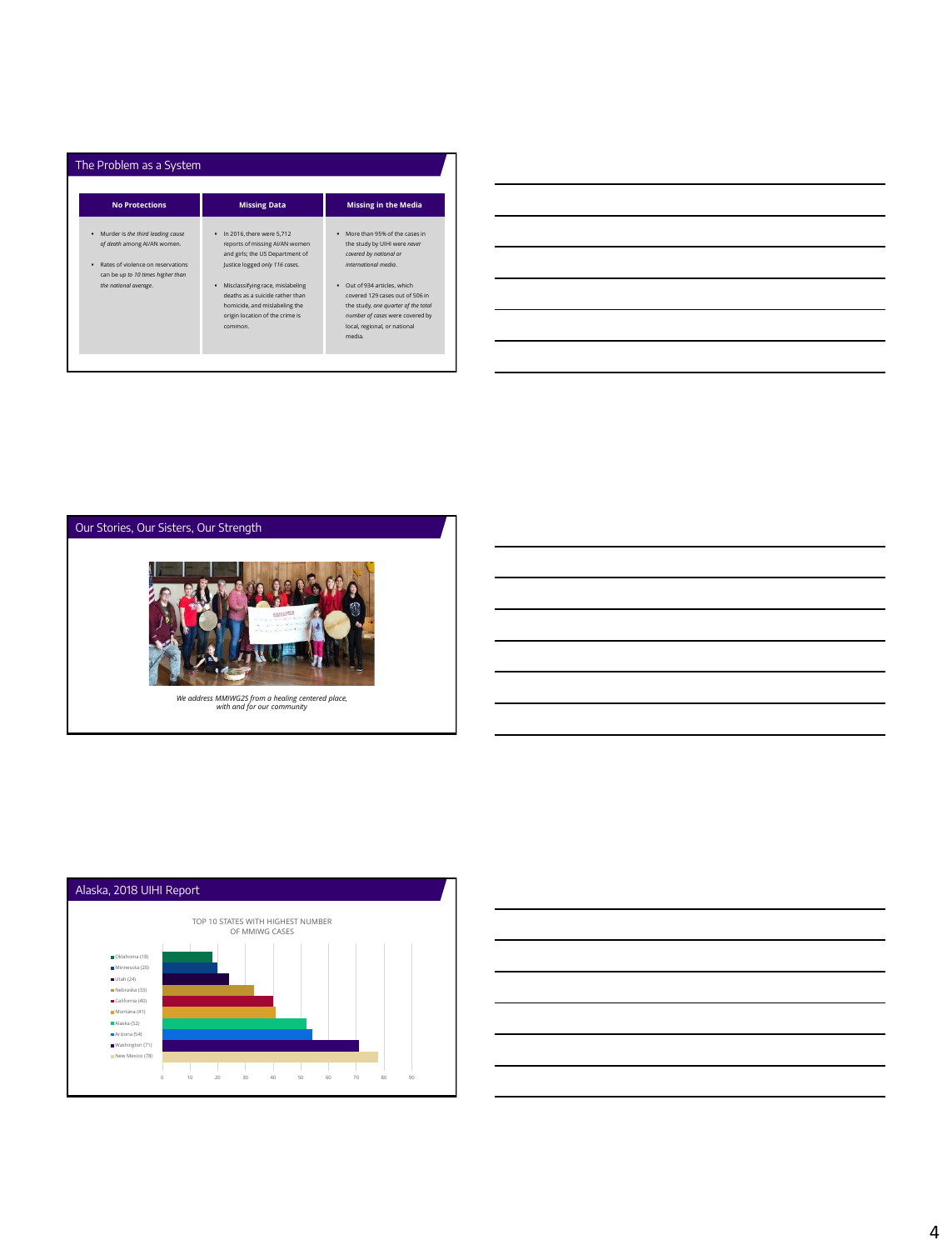## The Problem as a System

| No Protections | Missing Data | Missing in the Media |
| --- | --- | --- |
| • Murder is *the third leading cause of death* among AI/AN women.<br>• Rates of violence on reservations can be *up to 10 times higher than the national average*. | • In 2016, there were 5,712 reports of missing AI/AN women and girls; the US Department of Justice logged *only 116 cases*.<br>• Misclassifying race, mislabeling deaths as a suicide rather than homicide, and mislabeling the origin location of the crime is common. | • More than 95% of the cases in the study by UIHI were *never covered by national or international media*.<br>• Out of 934 articles, which covered 129 cases out of 506 in the study, *one quarter of the total number of cases* were covered by local, regional, or national media. |

## Our Stories, Our Sisters, Our Strength

*We address MMIWG2S from a healing centered place, with and for our community*

## Alaska, 2018 UIHI Report

TOP 10 STATES WITH HIGHEST NUMBER OF MMIWG CASES

| State | Cases |
| --- | --- |
| Oklahoma | 18 |
| Minnesota | 20 |
| Utah | 24 |
| Nebraska | 33 |
| California | 40 |
| Montana | 41 |
| Alaska | 52 |
| Arizona | 54 |
| Washington | 71 |
| New Mexico | 78 |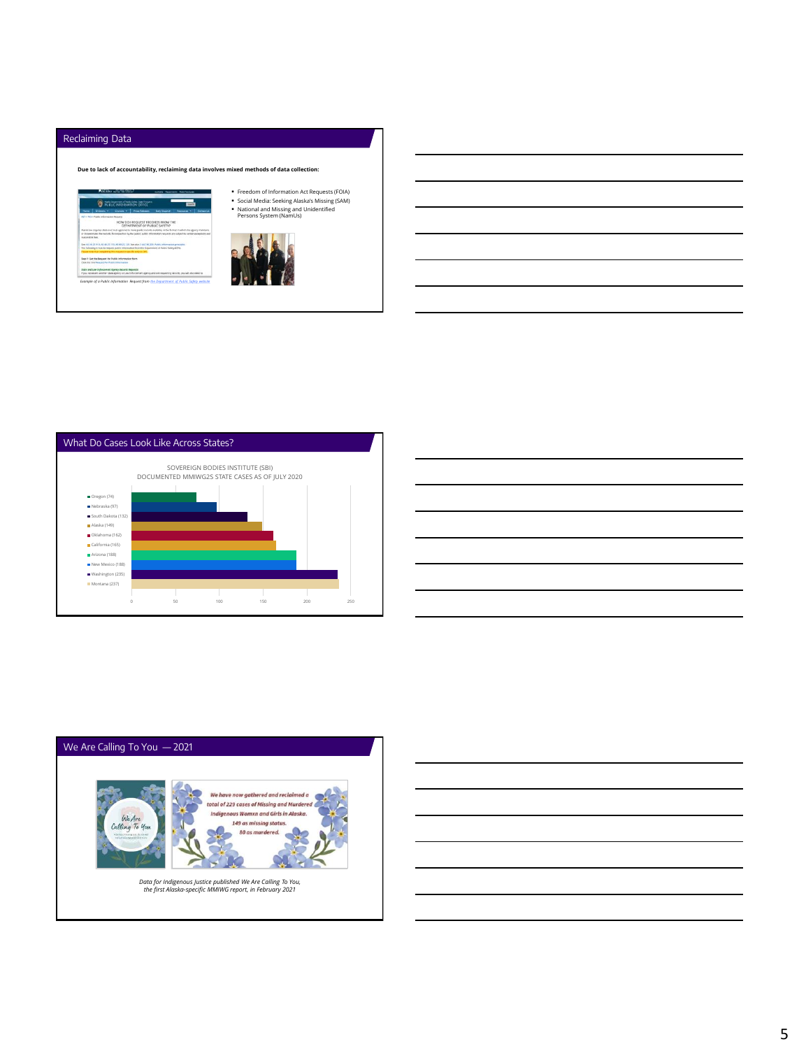## Reclaiming Data

**Due to lack of accountability, reclaiming data involves mixed methods of data collection:**

*Example of a Public Information Request from the Department of Public Safety website*

- Freedom of Information Act Requests (FOIA)
- Social Media: Seeking Alaska's Missing (SAM)
- National and Missing and Unidentified Persons System (NamUs)

## What Do Cases Look Like Across States?

SOVEREIGN BODIES INSTITUTE (SBI) DOCUMENTED MMIWG2S STATE CASES AS OF JULY 2020

| State | Cases |
|---|---|
| Oregon | 74 |
| Nebraska | 97 |
| South Dakota | 132 |
| Alaska | 149 |
| Oklahoma | 162 |
| California | 165 |
| Arizona | 188 |
| New Mexico | 188 |
| Washington | 235 |
| Montana | 237 |

## We Are Calling To You — 2021

We Are Calling To You

*We have now gathered and reclaimed a total of 229 cases of Missing and Murdered Indigenous Womxn and Girls in Alaska. 149 as missing status. 80 as murdered.*

*Data for Indigenous Justice published We Are Calling To You, the first Alaska-specific MMIWG report, in February 2021*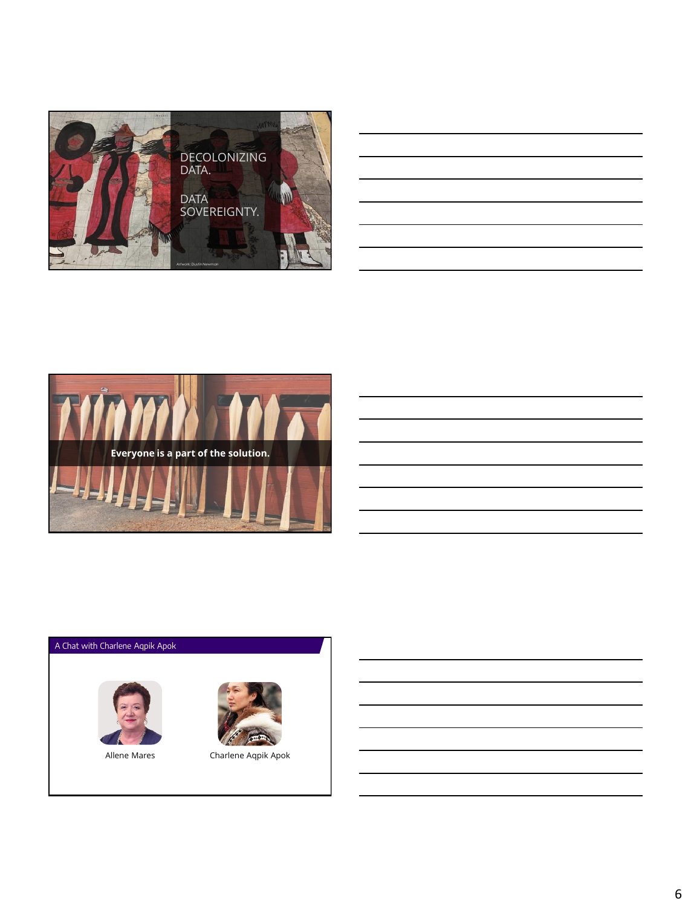DECOLONIZING DATA.

DATA SOVEREIGNTY.

Artwork: Dustin Newman

Everyone is a part of the solution.

## A Chat with Charlene Aqpik Apok

Allene Mares

Charlene Aqpik Apok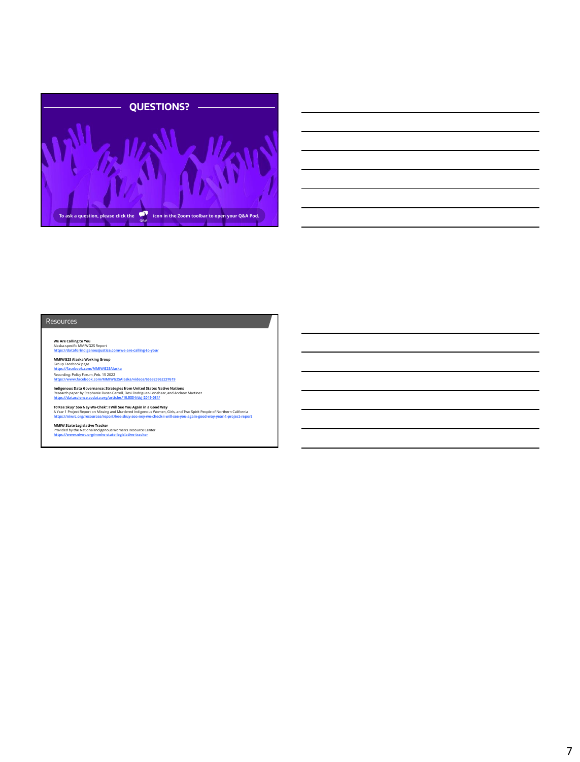# QUESTIONS?

To ask a question, please click the Q&A icon in the Zoom toolbar to open your Q&A Pod.

## Resources

**We Are Calling to You**
Alaska-specific MMIWG2S Report
https://dataforindigenousjustice.com/we-are-calling-to-you/

**MMIWG2S Alaska Working Group**
Group Facebook page
https://facebook.com/MMIWG2SAlaska
Recording: Policy Forum, Feb. 15 2022
https://www.facebook.com/MMIWG2SAlaska/videos/656325962237619

**Indigenous Data Governance: Strategies from United States Native Nations**
Research paper by Stephanie Russo Carroll, Desi Rodriguez-Lonebear, and Andrew Martinez
https://datascience.codata.org/articles/10.5334/dsj-2019-031/

**To'Kee Skuy' Soo Ney-Wo-Chek': I Will See You Again in a Good Way**
A Year 1 Project Report on Missing and Murdered Indigenous Women, Girls, and Two Spirit People of Northern California
https://niwrc.org/resources/report/kee-skuy-soo-ney-wo-check-i-will-see-you-again-good-way-year-1-project-report

**MMIW State Legislative Tracker**
Provided by the National Indigenous Women's Resource Center
https://www.niwrc.org/mmiw-state-legislative-tracker